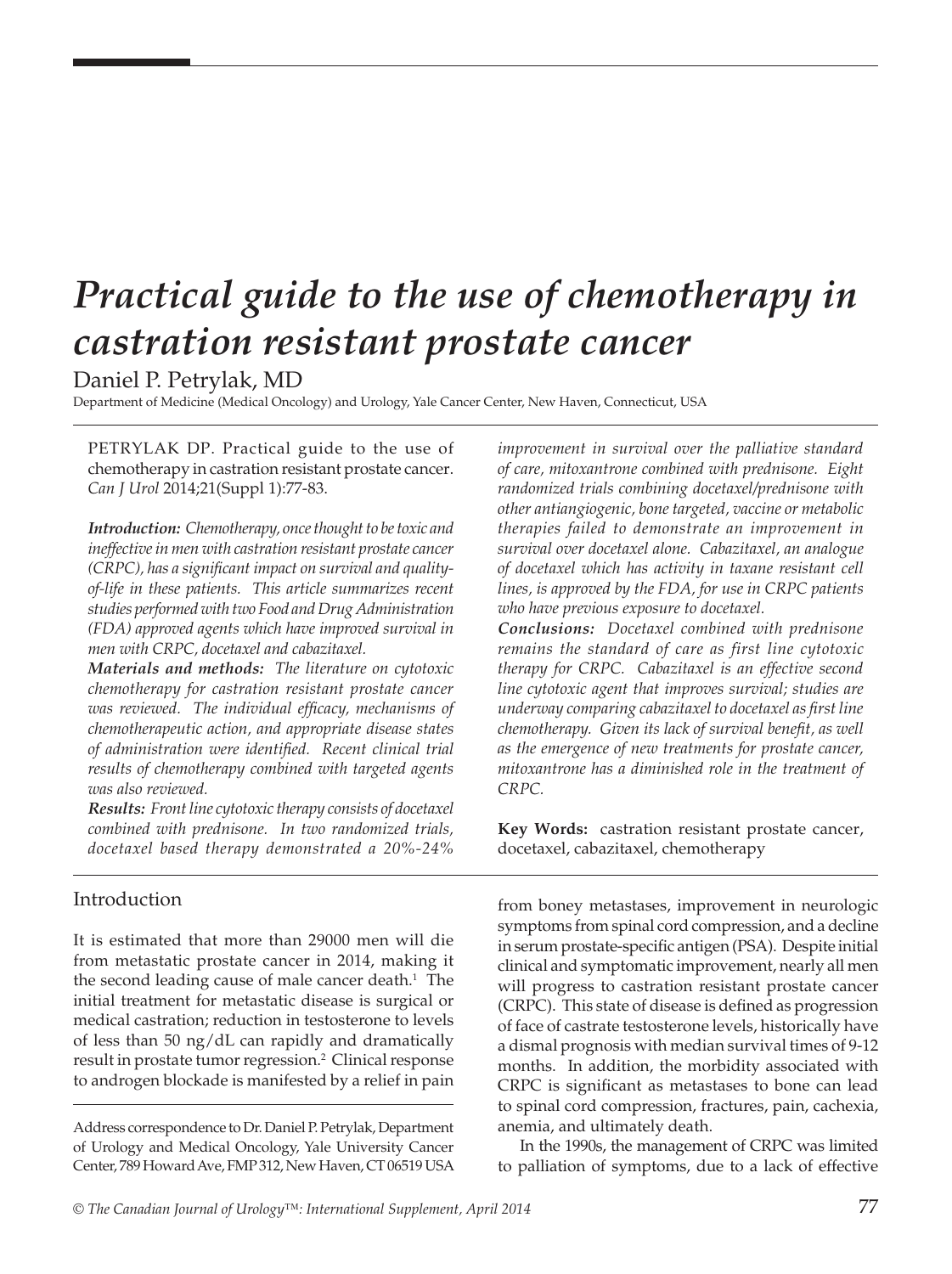# Practical guide to the use of chemotherapy in castration resistant prostate cancer

Daniel P. Petrylak, MD

Department of Medicine (Medical Oncology) and Urology, Yale Cancer Center, New Haven, Connecticut, USA

PETRYLAK DP. Practical guide to the use of chemotherapy in castration resistant prostate cancer. *Can J Urol* 2014;21(Suppl 1):77-83.

***Introduction:*** *Chemotherapy, once thought to be toxic and ineffective in men with castration resistant prostate cancer (CRPC), has a significant impact on survival and quality-of-life in these patients. This article summarizes recent studies performed with two Food and Drug Administration (FDA) approved agents which have improved survival in men with CRPC, docetaxel and cabazitaxel.*

***Materials and methods:*** *The literature on cytotoxic chemotherapy for castration resistant prostate cancer was reviewed. The individual efficacy, mechanisms of chemotherapeutic action, and appropriate disease states of administration were identified. Recent clinical trial results of chemotherapy combined with targeted agents was also reviewed.*

***Results:*** *Front line cytotoxic therapy consists of docetaxel combined with prednisone. In two randomized trials, docetaxel based therapy demonstrated a 20%-24% improvement in survival over the palliative standard of care, mitoxantrone combined with prednisone. Eight randomized trials combining docetaxel/prednisone with other antiangiogenic, bone targeted, vaccine or metabolic therapies failed to demonstrate an improvement in survival over docetaxel alone. Cabazitaxel, an analogue of docetaxel which has activity in taxane resistant cell lines, is approved by the FDA, for use in CRPC patients who have previous exposure to docetaxel.*

***Conclusions:*** *Docetaxel combined with prednisone remains the standard of care as first line cytotoxic therapy for CRPC. Cabazitaxel is an effective second line cytotoxic agent that improves survival; studies are underway comparing cabazitaxel to docetaxel as first line chemotherapy. Given its lack of survival benefit, as well as the emergence of new treatments for prostate cancer, mitoxantrone has a diminished role in the treatment of CRPC.*

**Key Words:** castration resistant prostate cancer, docetaxel, cabazitaxel, chemotherapy

## Introduction

It is estimated that more than 29000 men will die from metastatic prostate cancer in 2014, making it the second leading cause of male cancer death.[1] The initial treatment for metastatic disease is surgical or medical castration; reduction in testosterone to levels of less than 50 ng/dL can rapidly and dramatically result in prostate tumor regression.[2] Clinical response to androgen blockade is manifested by a relief in pain from boney metastases, improvement in neurologic symptoms from spinal cord compression, and a decline in serum prostate-specific antigen (PSA). Despite initial clinical and symptomatic improvement, nearly all men will progress to castration resistant prostate cancer (CRPC). This state of disease is defined as progression of face of castrate testosterone levels, historically have a dismal prognosis with median survival times of 9-12 months. In addition, the morbidity associated with CRPC is significant as metastases to bone can lead to spinal cord compression, fractures, pain, cachexia, anemia, and ultimately death.

In the 1990s, the management of CRPC was limited to palliation of symptoms, due to a lack of effective

Address correspondence to Dr. Daniel P. Petrylak, Department of Urology and Medical Oncology, Yale University Cancer Center, 789 Howard Ave, FMP 312, New Haven, CT 06519 USA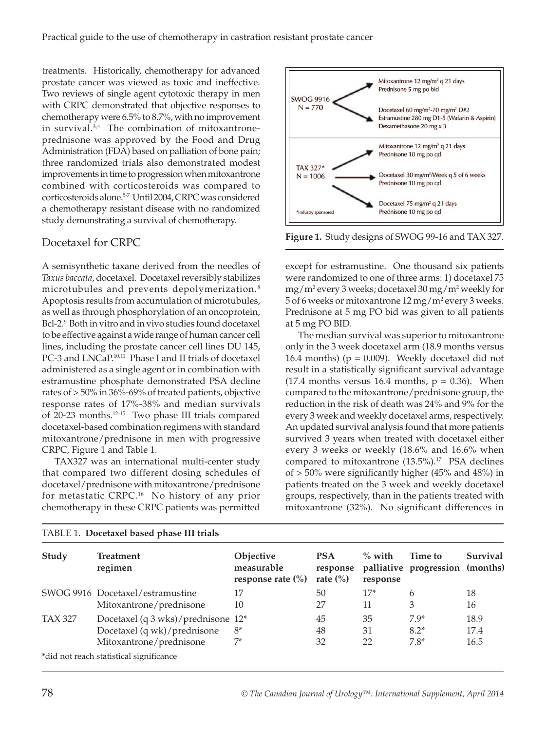treatments. Historically, chemotherapy for advanced prostate cancer was viewed as toxic and ineffective. Two reviews of single agent cytotoxic therapy in men with CRPC demonstrated that objective responses to chemotherapy were 6.5% to 8.7%, with no improvement in survival.[3,4] The combination of mitoxantrone-prednisone was approved by the Food and Drug Administration (FDA) based on palliation of bone pain; three randomized trials also demonstrated modest improvements in time to progression when mitoxantrone combined with corticosteroids was compared to corticosteroids alone.[5-7] Until 2004, CRPC was considered a chemotherapy resistant disease with no randomized study demonstrating a survival of chemotherapy.

## Docetaxel for CRPC

A semisynthetic taxane derived from the needles of *Taxus baccata*, docetaxel. Docetaxel reversibly stabilizes microtubules and prevents depolymerization.[8] Apoptosis results from accumulation of microtubules, as well as through phosphorylation of an oncoprotein, Bcl-2.[9] Both in vitro and in vivo studies found docetaxel to be effective against a wide range of human cancer cell lines, including the prostate cancer cell lines DU 145, PC-3 and LNCaP.[10,11] Phase I and II trials of docetaxel administered as a single agent or in combination with estramustine phosphate demonstrated PSA decline rates of > 50% in 36%-69% of treated patients, objective response rates of 17%-38% and median survivals of 20-23 months.[12-15] Two phase III trials compared docetaxel-based combination regimens with standard mitoxantrone/prednisone in men with progressive CRPC, Figure 1 and Table 1.

TAX327 was an international multi-center study that compared two different dosing schedules of docetaxel/prednisone with mitoxantrone/prednisone for metastatic CRPC.[16] No history of any prior chemotherapy in these CRPC patients was permitted except for estramustine. One thousand six patients were randomized to one of three arms: 1) docetaxel 75 mg/m$^2$ every 3 weeks; docetaxel 30 mg/m$^2$ weekly for 5 of 6 weeks or mitoxantrone 12 mg/m$^2$ every 3 weeks. Prednisone at 5 mg PO bid was given to all patients at 5 mg PO BID.

SWOG 9916 (N = 770):
- Mitoxantrone 12 mg/m$^2$ q 21 days; Prednisone 5 mg po bid
- Docetaxel 60 mg/m$^2$-70 mg/m$^2$ D#2; Estramustine 280 mg D1-5 (Wafarin & Aspirin); Dexamethasone 20 mg x 3

TAX 327* (N = 1006):
- Mitoxantrone 12 mg/m$^2$ q 21 days; Prednisone 10 mg po qd
- Docetaxel 30 mg/m$^2$/Week q 5 of 6 weeks; Prednisone 10 mg po qd
- Docetaxel 75 mg/m$^2$ q 21 days; Prednisone 10 mg po qd

*Industry sponsored

**Figure 1.** Study designs of SWOG 99-16 and TAX 327.

The median survival was superior to mitoxantrone only in the 3 week docetaxel arm (18.9 months versus 16.4 months) ($p = 0.009$). Weekly docetaxel did not result in a statistically significant survival advantage (17.4 months versus 16.4 months, $p = 0.36$). When compared to the mitoxantrone/prednisone group, the reduction in the risk of death was 24% and 9% for the every 3 week and weekly docetaxel arms, respectively. An updated survival analysis found that more patients survived 3 years when treated with docetaxel either every 3 weeks or weekly (18.6% and 16.6% when compared to mitoxantrone (13.5%).[17] PSA declines of > 50% were significantly higher (45% and 48%) in patients treated on the 3 week and weekly docetaxel groups, respectively, than in the patients treated with mitoxantrone (32%). No significant differences in

TABLE 1. **Docetaxel based phase III trials**

| Study | Treatment regimen | Objective measurable response rate (%) | PSA response rate (%) | % with palliative response | Time to progression | Survival (months) |
|---|---|---|---|---|---|---|
| SWOG 9916 | Docetaxel/estramustine | 17 | 50 | 17* | 6 | 18 |
| | Mitoxantrone/prednisone | 10 | 27 | 11 | 3 | 16 |
| TAX 327 | Docetaxel (q 3 wks)/prednisone | 12* | 45 | 35 | 7.9* | 18.9 |
| | Docetaxel (q wk)/prednisone | 8* | 48 | 31 | 8.2* | 17.4 |
| | Mitoxantrone/prednisone | 7* | 32 | 22 | 7.8* | 16.5 |

*did not reach statistical significance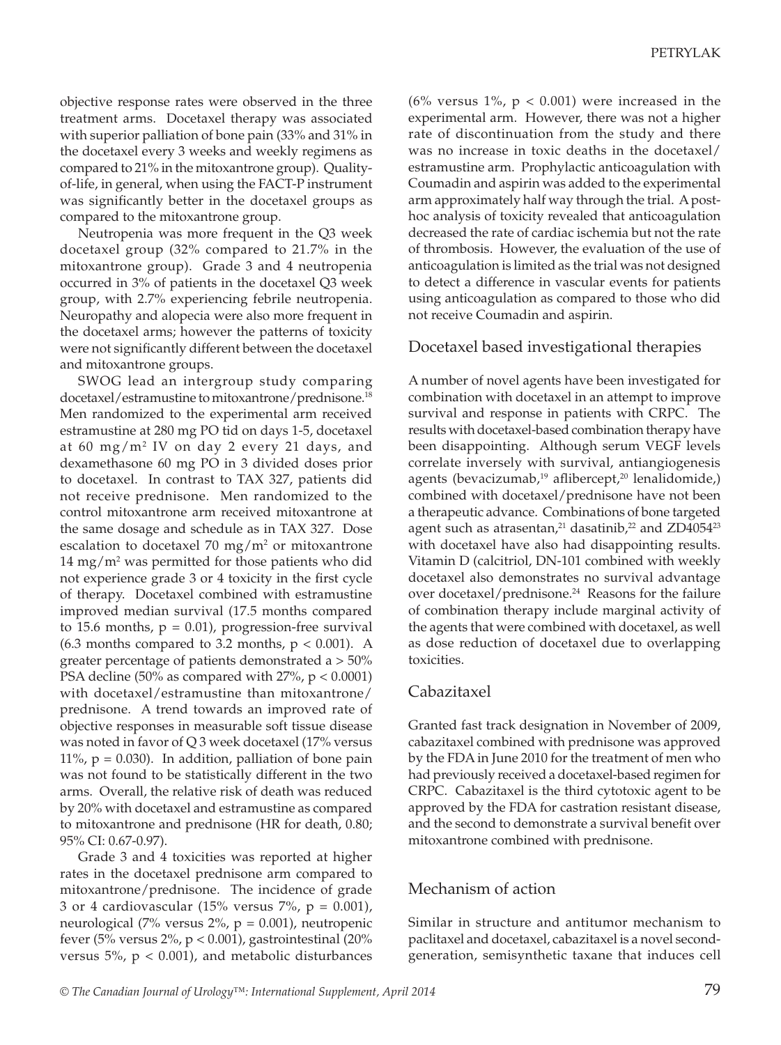objective response rates were observed in the three treatment arms. Docetaxel therapy was associated with superior palliation of bone pain (33% and 31% in the docetaxel every 3 weeks and weekly regimens as compared to 21% in the mitoxantrone group). Quality-of-life, in general, when using the FACT-P instrument was significantly better in the docetaxel groups as compared to the mitoxantrone group.

Neutropenia was more frequent in the Q3 week docetaxel group (32% compared to 21.7% in the mitoxantrone group). Grade 3 and 4 neutropenia occurred in 3% of patients in the docetaxel Q3 week group, with 2.7% experiencing febrile neutropenia. Neuropathy and alopecia were also more frequent in the docetaxel arms; however the patterns of toxicity were not significantly different between the docetaxel and mitoxantrone groups.

SWOG lead an intergroup study comparing docetaxel/estramustine to mitoxantrone/prednisone.[18] Men randomized to the experimental arm received estramustine at 280 mg PO tid on days 1-5, docetaxel at 60 mg/m$^2$ IV on day 2 every 21 days, and dexamethasone 60 mg PO in 3 divided doses prior to docetaxel. In contrast to TAX 327, patients did not receive prednisone. Men randomized to the control mitoxantrone arm received mitoxantrone at the same dosage and schedule as in TAX 327. Dose escalation to docetaxel 70 mg/m$^2$ or mitoxantrone 14 mg/m$^2$ was permitted for those patients who did not experience grade 3 or 4 toxicity in the first cycle of therapy. Docetaxel combined with estramustine improved median survival (17.5 months compared to 15.6 months, $p = 0.01$), progression-free survival (6.3 months compared to 3.2 months, $p < 0.001$). A greater percentage of patients demonstrated a > 50% PSA decline (50% as compared with 27%, $p < 0.0001$) with docetaxel/estramustine than mitoxantrone/prednisone. A trend towards an improved rate of objective responses in measurable soft tissue disease was noted in favor of Q 3 week docetaxel (17% versus 11%, $p = 0.030$). In addition, palliation of bone pain was not found to be statistically different in the two arms. Overall, the relative risk of death was reduced by 20% with docetaxel and estramustine as compared to mitoxantrone and prednisone (HR for death, 0.80; 95% CI: 0.67-0.97).

Grade 3 and 4 toxicities was reported at higher rates in the docetaxel prednisone arm compared to mitoxantrone/prednisone. The incidence of grade 3 or 4 cardiovascular (15% versus 7%, $p = 0.001$), neurological (7% versus 2%, $p = 0.001$), neutropenic fever (5% versus 2%, $p < 0.001$), gastrointestinal (20% versus 5%, $p < 0.001$), and metabolic disturbances (6% versus 1%, $p < 0.001$) were increased in the experimental arm. However, there was not a higher rate of discontinuation from the study and there was no increase in toxic deaths in the docetaxel/estramustine arm. Prophylactic anticoagulation with Coumadin and aspirin was added to the experimental arm approximately half way through the trial. A post-hoc analysis of toxicity revealed that anticoagulation decreased the rate of cardiac ischemia but not the rate of thrombosis. However, the evaluation of the use of anticoagulation is limited as the trial was not designed to detect a difference in vascular events for patients using anticoagulation as compared to those who did not receive Coumadin and aspirin.

## Docetaxel based investigational therapies

A number of novel agents have been investigated for combination with docetaxel in an attempt to improve survival and response in patients with CRPC. The results with docetaxel-based combination therapy have been disappointing. Although serum VEGF levels correlate inversely with survival, antiangiogenesis agents (bevacizumab,[19] aflibercept,[20] lenalidomide,) combined with docetaxel/prednisone have not been a therapeutic advance. Combinations of bone targeted agent such as atrasentan,[21] dasatinib,[22] and ZD4054[23] with docetaxel have also had disappointing results. Vitamin D (calcitriol, DN-101 combined with weekly docetaxel also demonstrates no survival advantage over docetaxel/prednisone.[24] Reasons for the failure of combination therapy include marginal activity of the agents that were combined with docetaxel, as well as dose reduction of docetaxel due to overlapping toxicities.

## Cabazitaxel

Granted fast track designation in November of 2009, cabazitaxel combined with prednisone was approved by the FDA in June 2010 for the treatment of men who had previously received a docetaxel-based regimen for CRPC. Cabazitaxel is the third cytotoxic agent to be approved by the FDA for castration resistant disease, and the second to demonstrate a survival benefit over mitoxantrone combined with prednisone.

## Mechanism of action

Similar in structure and antitumor mechanism to paclitaxel and docetaxel, cabazitaxel is a novel second-generation, semisynthetic taxane that induces cell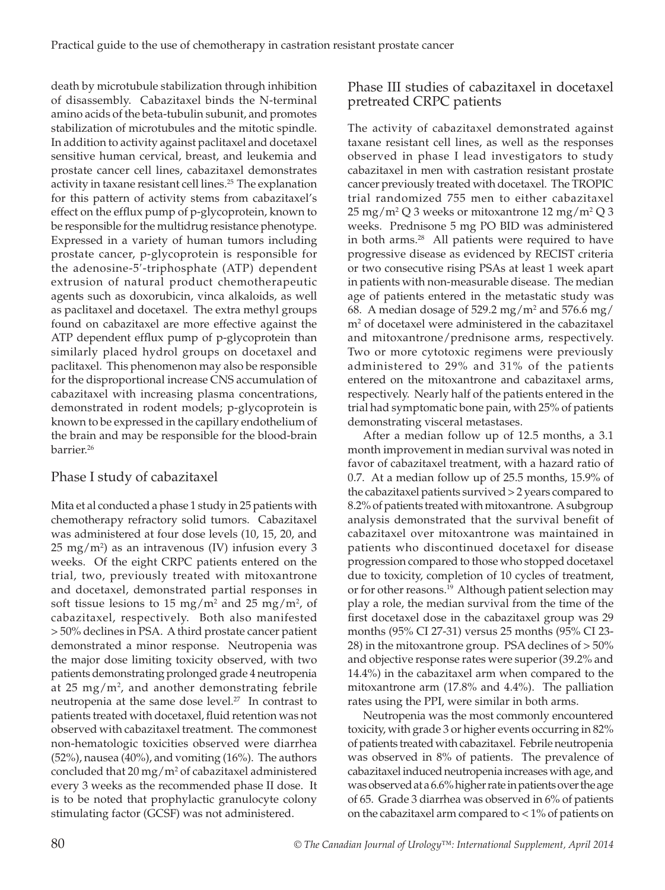death by microtubule stabilization through inhibition of disassembly. Cabazitaxel binds the N-terminal amino acids of the beta-tubulin subunit, and promotes stabilization of microtubules and the mitotic spindle. In addition to activity against paclitaxel and docetaxel sensitive human cervical, breast, and leukemia and prostate cancer cell lines, cabazitaxel demonstrates activity in taxane resistant cell lines.[25] The explanation for this pattern of activity stems from cabazitaxel's effect on the efflux pump of p-glycoprotein, known to be responsible for the multidrug resistance phenotype. Expressed in a variety of human tumors including prostate cancer, p-glycoprotein is responsible for the adenosine-5′-triphosphate (ATP) dependent extrusion of natural product chemotherapeutic agents such as doxorubicin, vinca alkaloids, as well as paclitaxel and docetaxel. The extra methyl groups found on cabazitaxel are more effective against the ATP dependent efflux pump of p-glycoprotein than similarly placed hydrol groups on docetaxel and paclitaxel. This phenomenon may also be responsible for the disproportional increase CNS accumulation of cabazitaxel with increasing plasma concentrations, demonstrated in rodent models; p-glycoprotein is known to be expressed in the capillary endothelium of the brain and may be responsible for the blood-brain barrier.[26]

## Phase I study of cabazitaxel

Mita et al conducted a phase 1 study in 25 patients with chemotherapy refractory solid tumors. Cabazitaxel was administered at four dose levels (10, 15, 20, and 25 mg/m$^2$) as an intravenous (IV) infusion every 3 weeks. Of the eight CRPC patients entered on the trial, two, previously treated with mitoxantrone and docetaxel, demonstrated partial responses in soft tissue lesions to 15 mg/m$^2$ and 25 mg/m$^2$, of cabazitaxel, respectively. Both also manifested > 50% declines in PSA. A third prostate cancer patient demonstrated a minor response. Neutropenia was the major dose limiting toxicity observed, with two patients demonstrating prolonged grade 4 neutropenia at 25 mg/m$^2$, and another demonstrating febrile neutropenia at the same dose level.[27] In contrast to patients treated with docetaxel, fluid retention was not observed with cabazitaxel treatment. The commonest non-hematologic toxicities observed were diarrhea (52%), nausea (40%), and vomiting (16%). The authors concluded that 20 mg/m$^2$ of cabazitaxel administered every 3 weeks as the recommended phase II dose. It is to be noted that prophylactic granulocyte colony stimulating factor (GCSF) was not administered.

## Phase III studies of cabazitaxel in docetaxel pretreated CRPC patients

The activity of cabazitaxel demonstrated against taxane resistant cell lines, as well as the responses observed in phase I lead investigators to study cabazitaxel in men with castration resistant prostate cancer previously treated with docetaxel. The TROPIC trial randomized 755 men to either cabazitaxel 25 mg/m$^2$ Q 3 weeks or mitoxantrone 12 mg/m$^2$ Q 3 weeks. Prednisone 5 mg PO BID was administered in both arms.[28] All patients were required to have progressive disease as evidenced by RECIST criteria or two consecutive rising PSAs at least 1 week apart in patients with non-measurable disease. The median age of patients entered in the metastatic study was 68. A median dosage of 529.2 mg/m$^2$ and 576.6 mg/m$^2$ of docetaxel were administered in the cabazitaxel and mitoxantrone/prednisone arms, respectively. Two or more cytotoxic regimens were previously administered to 29% and 31% of the patients entered on the mitoxantrone and cabazitaxel arms, respectively. Nearly half of the patients entered in the trial had symptomatic bone pain, with 25% of patients demonstrating visceral metastases.

After a median follow up of 12.5 months, a 3.1 month improvement in median survival was noted in favor of cabazitaxel treatment, with a hazard ratio of 0.7. At a median follow up of 25.5 months, 15.9% of the cabazitaxel patients survived > 2 years compared to 8.2% of patients treated with mitoxantrone. A subgroup analysis demonstrated that the survival benefit of cabazitaxel over mitoxantrone was maintained in patients who discontinued docetaxel for disease progression compared to those who stopped docetaxel due to toxicity, completion of 10 cycles of treatment, or for other reasons.[19] Although patient selection may play a role, the median survival from the time of the first docetaxel dose in the cabazitaxel group was 29 months (95% CI 27-31) versus 25 months (95% CI 23-28) in the mitoxantrone group. PSA declines of > 50% and objective response rates were superior (39.2% and 14.4%) in the cabazitaxel arm when compared to the mitoxantrone arm (17.8% and 4.4%). The palliation rates using the PPI, were similar in both arms.

Neutropenia was the most commonly encountered toxicity, with grade 3 or higher events occurring in 82% of patients treated with cabazitaxel. Febrile neutropenia was observed in 8% of patients. The prevalence of cabazitaxel induced neutropenia increases with age, and was observed at a 6.6% higher rate in patients over the age of 65. Grade 3 diarrhea was observed in 6% of patients on the cabazitaxel arm compared to < 1% of patients on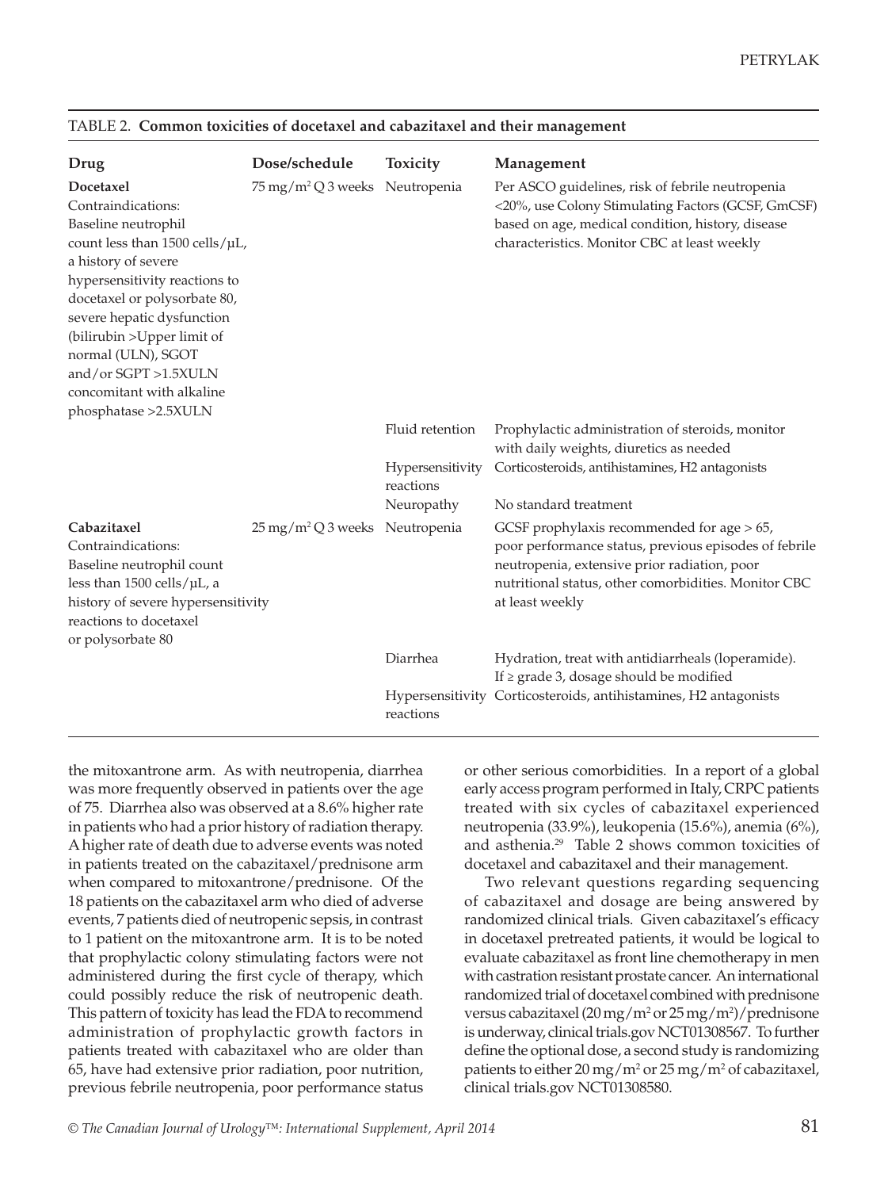TABLE 2. **Common toxicities of docetaxel and cabazitaxel and their management**

| Drug | Dose/schedule | Toxicity | Management |
|---|---|---|---|
| **Docetaxel** Contraindications: Baseline neutrophil count less than 1500 cells/µL, a history of severe hypersensitivity reactions to docetaxel or polysorbate 80, severe hepatic dysfunction (bilirubin >Upper limit of normal (ULN), SGOT and/or SGPT >1.5XULN concomitant with alkaline phosphatase >2.5XULN | 75 mg/m$^2$ Q 3 weeks | Neutropenia | Per ASCO guidelines, risk of febrile neutropenia <20%, use Colony Stimulating Factors (GCSF, GmCSF) based on age, medical condition, history, disease characteristics. Monitor CBC at least weekly |
| | | Fluid retention | Prophylactic administration of steroids, monitor with daily weights, diuretics as needed |
| | | Hypersensitivity reactions | Corticosteroids, antihistamines, H2 antagonists |
| | | Neuropathy | No standard treatment |
| **Cabazitaxel** Contraindications: Baseline neutrophil count less than 1500 cells/µL, a history of severe hypersensitivity reactions to docetaxel or polysorbate 80 | 25 mg/m$^2$ Q 3 weeks | Neutropenia | GCSF prophylaxis recommended for age > 65, poor performance status, previous episodes of febrile neutropenia, extensive prior radiation, poor nutritional status, other comorbidities. Monitor CBC at least weekly |
| | | Diarrhea | Hydration, treat with antidiarrheals (loperamide). If ≥ grade 3, dosage should be modified |
| | | Hypersensitivity reactions | Corticosteroids, antihistamines, H2 antagonists |

the mitoxantrone arm. As with neutropenia, diarrhea was more frequently observed in patients over the age of 75. Diarrhea also was observed at a 8.6% higher rate in patients who had a prior history of radiation therapy. A higher rate of death due to adverse events was noted in patients treated on the cabazitaxel/prednisone arm when compared to mitoxantrone/prednisone. Of the 18 patients on the cabazitaxel arm who died of adverse events, 7 patients died of neutropenic sepsis, in contrast to 1 patient on the mitoxantrone arm. It is to be noted that prophylactic colony stimulating factors were not administered during the first cycle of therapy, which could possibly reduce the risk of neutropenic death. This pattern of toxicity has lead the FDA to recommend administration of prophylactic growth factors in patients treated with cabazitaxel who are older than 65, have had extensive prior radiation, poor nutrition, previous febrile neutropenia, poor performance status or other serious comorbidities. In a report of a global early access program performed in Italy, CRPC patients treated with six cycles of cabazitaxel experienced neutropenia (33.9%), leukopenia (15.6%), anemia (6%), and asthenia.[29] Table 2 shows common toxicities of docetaxel and cabazitaxel and their management.

Two relevant questions regarding sequencing of cabazitaxel and dosage are being answered by randomized clinical trials. Given cabazitaxel's efficacy in docetaxel pretreated patients, it would be logical to evaluate cabazitaxel as front line chemotherapy in men with castration resistant prostate cancer. An international randomized trial of docetaxel combined with prednisone versus cabazitaxel (20 mg/m$^2$ or 25 mg/m$^2$)/prednisone is underway, clinical trials.gov NCT01308567. To further define the optional dose, a second study is randomizing patients to either 20 mg/m$^2$ or 25 mg/m$^2$ of cabazitaxel, clinical trials.gov NCT01308580.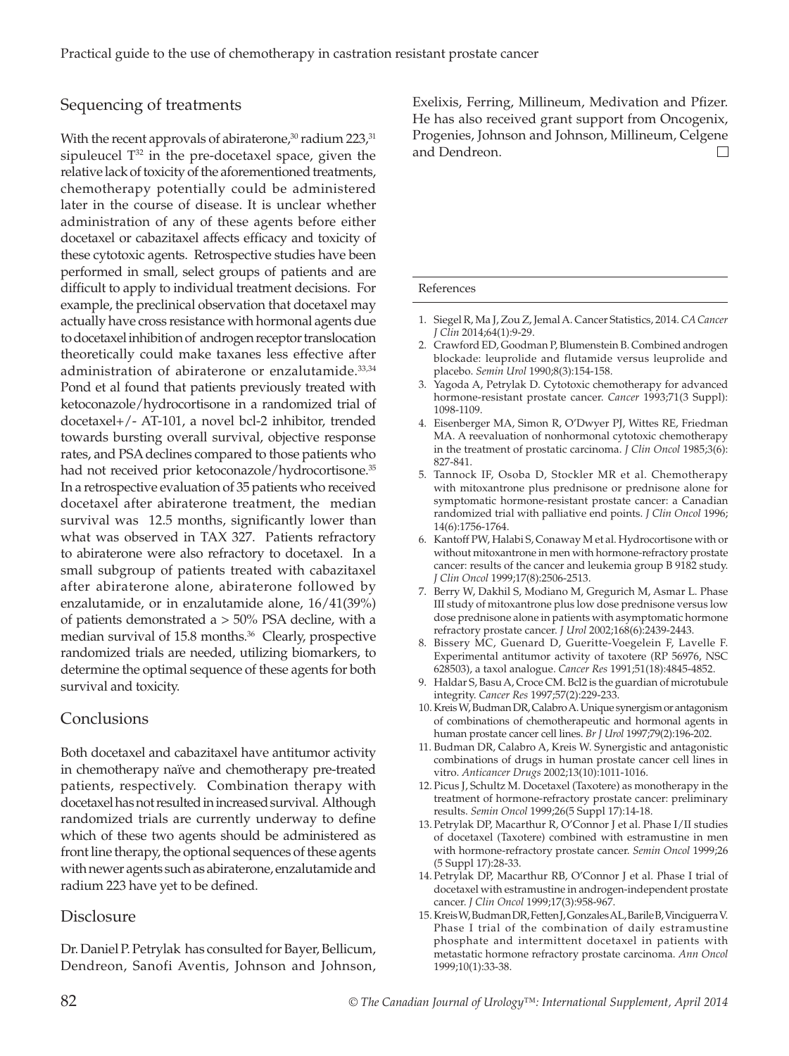## Sequencing of treatments

With the recent approvals of abiraterone,[30] radium 223,[31] sipuleucel T[32] in the pre-docetaxel space, given the relative lack of toxicity of the aforementioned treatments, chemotherapy potentially could be administered later in the course of disease. It is unclear whether administration of any of these agents before either docetaxel or cabazitaxel affects efficacy and toxicity of these cytotoxic agents. Retrospective studies have been performed in small, select groups of patients and are difficult to apply to individual treatment decisions. For example, the preclinical observation that docetaxel may actually have cross resistance with hormonal agents due to docetaxel inhibition of androgen receptor translocation theoretically could make taxanes less effective after administration of abiraterone or enzalutamide.[33,34] Pond et al found that patients previously treated with ketoconazole/hydrocortisone in a randomized trial of docetaxel+/- AT-101, a novel bcl-2 inhibitor, trended towards bursting overall survival, objective response rates, and PSA declines compared to those patients who had not received prior ketoconazole/hydrocortisone.[35] In a retrospective evaluation of 35 patients who received docetaxel after abiraterone treatment, the median survival was 12.5 months, significantly lower than what was observed in TAX 327. Patients refractory to abiraterone were also refractory to docetaxel. In a small subgroup of patients treated with cabazitaxel after abiraterone alone, abiraterone followed by enzalutamide, or in enzalutamide alone, 16/41(39%) of patients demonstrated a > 50% PSA decline, with a median survival of 15.8 months.[36] Clearly, prospective randomized trials are needed, utilizing biomarkers, to determine the optimal sequence of these agents for both survival and toxicity.

## Conclusions

Both docetaxel and cabazitaxel have antitumor activity in chemotherapy naïve and chemotherapy pre-treated patients, respectively. Combination therapy with docetaxel has not resulted in increased survival. Although randomized trials are currently underway to define which of these two agents should be administered as front line therapy, the optional sequences of these agents with newer agents such as abiraterone, enzalutamide and radium 223 have yet to be defined.

## Disclosure

Dr. Daniel P. Petrylak has consulted for Bayer, Bellicum, Dendreon, Sanofi Aventis, Johnson and Johnson, Exelixis, Ferring, Millineum, Medivation and Pfizer. He has also received grant support from Oncogenix, Progenies, Johnson and Johnson, Millineum, Celgene and Dendreon.

## References

1. Siegel R, Ma J, Zou Z, Jemal A. Cancer Statistics, 2014. *CA Cancer J Clin* 2014;64(1):9-29.
2. Crawford ED, Goodman P, Blumenstein B. Combined androgen blockade: leuprolide and flutamide versus leuprolide and placebo. *Semin Urol* 1990;8(3):154-158.
3. Yagoda A, Petrylak D. Cytotoxic chemotherapy for advanced hormone-resistant prostate cancer. *Cancer* 1993;71(3 Suppl): 1098-1109.
4. Eisenberger MA, Simon R, O'Dwyer PJ, Wittes RE, Friedman MA. A reevaluation of nonhormonal cytotoxic chemotherapy in the treatment of prostatic carcinoma. *J Clin Oncol* 1985;3(6): 827-841.
5. Tannock IF, Osoba D, Stockler MR et al. Chemotherapy with mitoxantrone plus prednisone or prednisone alone for symptomatic hormone-resistant prostate cancer: a Canadian randomized trial with palliative end points. *J Clin Oncol* 1996; 14(6):1756-1764.
6. Kantoff PW, Halabi S, Conaway M et al. Hydrocortisone with or without mitoxantrone in men with hormone-refractory prostate cancer: results of the cancer and leukemia group B 9182 study. *J Clin Oncol* 1999;17(8):2506-2513.
7. Berry W, Dakhil S, Modiano M, Gregurich M, Asmar L. Phase III study of mitoxantrone plus low dose prednisone versus low dose prednisone alone in patients with asymptomatic hormone refractory prostate cancer. *J Urol* 2002;168(6):2439-2443.
8. Bissery MC, Guenard D, Gueritte-Voegelein F, Lavelle F. Experimental antitumor activity of taxotere (RP 56976, NSC 628503), a taxol analogue. *Cancer Res* 1991;51(18):4845-4852.
9. Haldar S, Basu A, Croce CM. Bcl2 is the guardian of microtubule integrity. *Cancer Res* 1997;57(2):229-233.
10. Kreis W, Budman DR, Calabro A. Unique synergism or antagonism of combinations of chemotherapeutic and hormonal agents in human prostate cancer cell lines. *Br J Urol* 1997;79(2):196-202.
11. Budman DR, Calabro A, Kreis W. Synergistic and antagonistic combinations of drugs in human prostate cancer cell lines in vitro. *Anticancer Drugs* 2002;13(10):1011-1016.
12. Picus J, Schultz M. Docetaxel (Taxotere) as monotherapy in the treatment of hormone-refractory prostate cancer: preliminary results. *Semin Oncol* 1999;26(5 Suppl 17):14-18.
13. Petrylak DP, Macarthur R, O'Connor J et al. Phase I/II studies of docetaxel (Taxotere) combined with estramustine in men with hormone-refractory prostate cancer. *Semin Oncol* 1999;26 (5 Suppl 17):28-33.
14. Petrylak DP, Macarthur RB, O'Connor J et al. Phase I trial of docetaxel with estramustine in androgen-independent prostate cancer. *J Clin Oncol* 1999;17(3):958-967.
15. Kreis W, Budman DR, Fetten J, Gonzales AL, Barile B, Vinciguerra V. Phase I trial of the combination of daily estramustine phosphate and intermittent docetaxel in patients with metastatic hormone refractory prostate carcinoma. *Ann Oncol* 1999;10(1):33-38.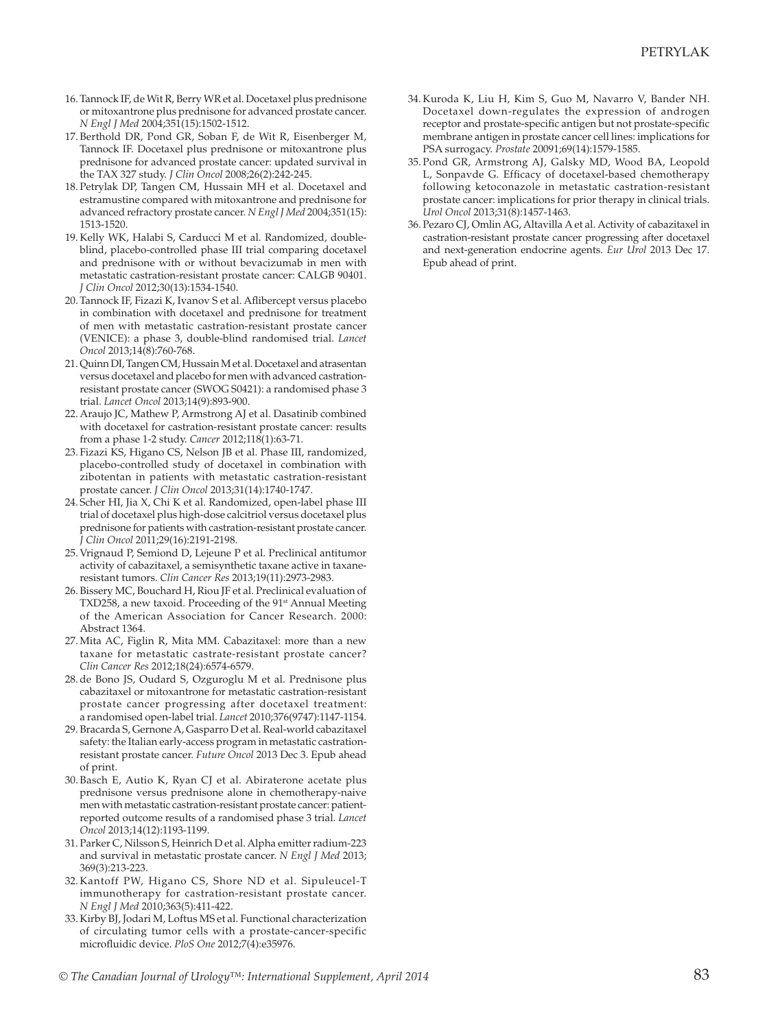16. Tannock IF, de Wit R, Berry WR et al. Docetaxel plus prednisone or mitoxantrone plus prednisone for advanced prostate cancer. *N Engl J Med* 2004;351(15):1502-1512.
17. Berthold DR, Pond GR, Soban F, de Wit R, Eisenberger M, Tannock IF. Docetaxel plus prednisone or mitoxantrone plus prednisone for advanced prostate cancer: updated survival in the TAX 327 study. *J Clin Oncol* 2008;26(2):242-245.
18. Petrylak DP, Tangen CM, Hussain MH et al. Docetaxel and estramustine compared with mitoxantrone and prednisone for advanced refractory prostate cancer. *N Engl J Med* 2004;351(15): 1513-1520.
19. Kelly WK, Halabi S, Carducci M et al. Randomized, double-blind, placebo-controlled phase III trial comparing docetaxel and prednisone with or without bevacizumab in men with metastatic castration-resistant prostate cancer: CALGB 90401. *J Clin Oncol* 2012;30(13):1534-1540.
20. Tannock IF, Fizazi K, Ivanov S et al. Aflibercept versus placebo in combination with docetaxel and prednisone for treatment of men with metastatic castration-resistant prostate cancer (VENICE): a phase 3, double-blind randomised trial. *Lancet Oncol* 2013;14(8):760-768.
21. Quinn DI, Tangen CM, Hussain M et al. Docetaxel and atrasentan versus docetaxel and placebo for men with advanced castration-resistant prostate cancer (SWOG S0421): a randomised phase 3 trial. *Lancet Oncol* 2013;14(9):893-900.
22. Araujo JC, Mathew P, Armstrong AJ et al. Dasatinib combined with docetaxel for castration-resistant prostate cancer: results from a phase 1-2 study. *Cancer* 2012;118(1):63-71.
23. Fizazi KS, Higano CS, Nelson JB et al. Phase III, randomized, placebo-controlled study of docetaxel in combination with zibotentan in patients with metastatic castration-resistant prostate cancer. *J Clin Oncol* 2013;31(14):1740-1747.
24. Scher HI, Jia X, Chi K et al. Randomized, open-label phase III trial of docetaxel plus high-dose calcitriol versus docetaxel plus prednisone for patients with castration-resistant prostate cancer. *J Clin Oncol* 2011;29(16):2191-2198.
25. Vrignaud P, Semiond D, Lejeune P et al. Preclinical antitumor activity of cabazitaxel, a semisynthetic taxane active in taxane-resistant tumors. *Clin Cancer Res* 2013;19(11):2973-2983.
26. Bissery MC, Bouchard H, Riou JF et al. Preclinical evaluation of TXD258, a new taxoid. Proceeding of the 91st Annual Meeting of the American Association for Cancer Research. 2000: Abstract 1364.
27. Mita AC, Figlin R, Mita MM. Cabazitaxel: more than a new taxane for metastatic castrate-resistant prostate cancer? *Clin Cancer Res* 2012;18(24):6574-6579.
28. de Bono JS, Oudard S, Ozguroglu M et al. Prednisone plus cabazitaxel or mitoxantrone for metastatic castration-resistant prostate cancer progressing after docetaxel treatment: a randomised open-label trial. *Lancet* 2010;376(9747):1147-1154.
29. Bracarda S, Gernone A, Gasparro D et al. Real-world cabazitaxel safety: the Italian early-access program in metastatic castration-resistant prostate cancer. *Future Oncol* 2013 Dec 3. Epub ahead of print.
30. Basch E, Autio K, Ryan CJ et al. Abiraterone acetate plus prednisone versus prednisone alone in chemotherapy-naive men with metastatic castration-resistant prostate cancer: patient-reported outcome results of a randomised phase 3 trial. *Lancet Oncol* 2013;14(12):1193-1199.
31. Parker C, Nilsson S, Heinrich D et al. Alpha emitter radium-223 and survival in metastatic prostate cancer. *N Engl J Med* 2013; 369(3):213-223.
32. Kantoff PW, Higano CS, Shore ND et al. Sipuleucel-T immunotherapy for castration-resistant prostate cancer. *N Engl J Med* 2010;363(5):411-422.
33. Kirby BJ, Jodari M, Loftus MS et al. Functional characterization of circulating tumor cells with a prostate-cancer-specific microfluidic device. *PloS One* 2012;7(4):e35976.
34. Kuroda K, Liu H, Kim S, Guo M, Navarro V, Bander NH. Docetaxel down-regulates the expression of androgen receptor and prostate-specific antigen but not prostate-specific membrane antigen in prostate cancer cell lines: implications for PSA surrogacy. *Prostate* 20091;69(14):1579-1585.
35. Pond GR, Armstrong AJ, Galsky MD, Wood BA, Leopold L, Sonpavde G. Efficacy of docetaxel-based chemotherapy following ketoconazole in metastatic castration-resistant prostate cancer: implications for prior therapy in clinical trials. *Urol Oncol* 2013;31(8):1457-1463.
36. Pezaro CJ, Omlin AG, Altavilla A et al. Activity of cabazitaxel in castration-resistant prostate cancer progressing after docetaxel and next-generation endocrine agents. *Eur Urol* 2013 Dec 17. Epub ahead of print.